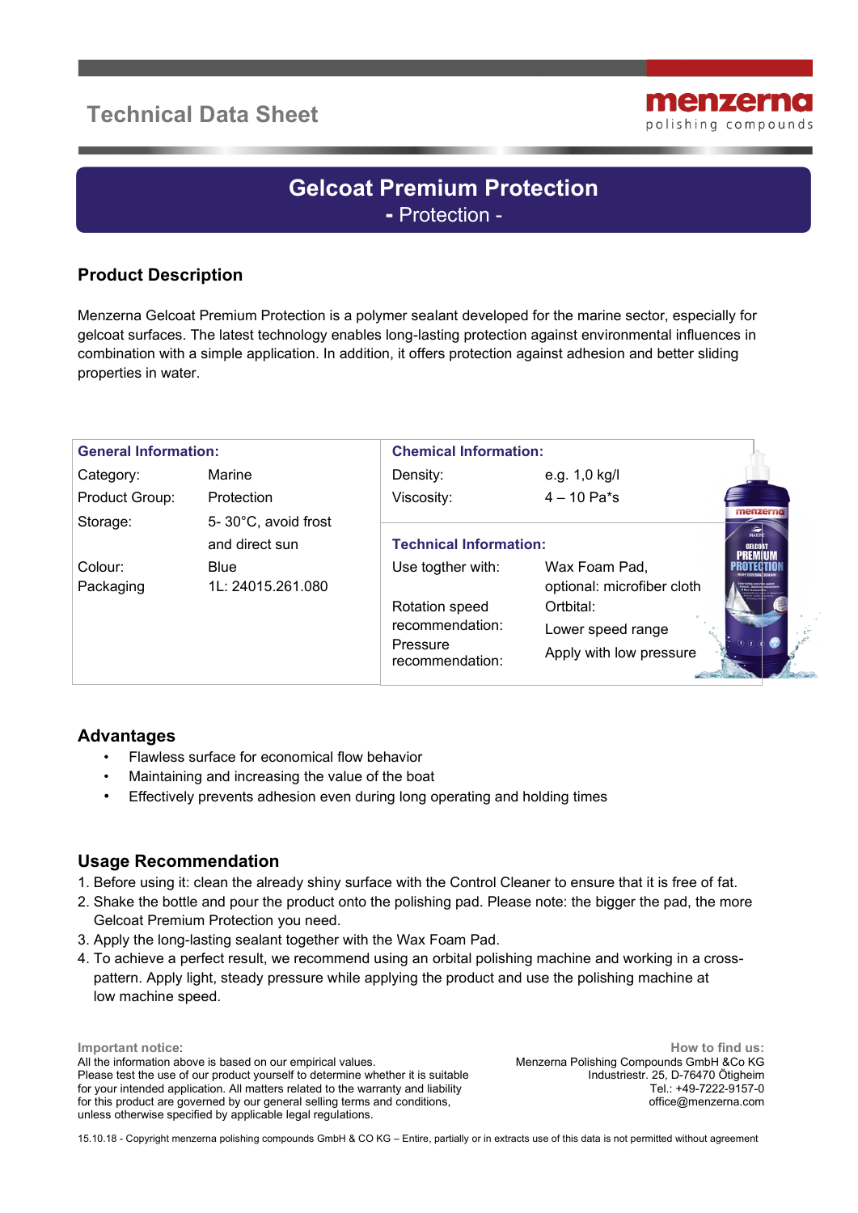# Technical Data Sheet

menzerna
polishing compounds

## Gelcoat Premium Protection
**-** Protection -

### Product Description

Menzerna Gelcoat Premium Protection is a polymer sealant developed for the marine sector, especially for gelcoat surfaces. The latest technology enables long-lasting protection against environmental influences in combination with a simple application. In addition, it offers protection against adhesion and better sliding properties in water.

| **General Information:** | | **Chemical Information:** | |
|---|---|---|---|
| Category: | Marine | Density: | e.g. 1,0 kg/l |
| Product Group: | Protection | Viscosity: | 4 – 10 Pa*s |
| Storage: | 5- 30°C, avoid frost and direct sun | **Technical Information:** | |
| Colour: | Blue | Use togther with: | Wax Foam Pad, optional: microfiber cloth |
| Packaging | 1L: 24015.261.080 | Rotation speed recommendation: | Ortbital: Lower speed range |
| | | Pressure recommendation: | Apply with low pressure |

### Advantages

- Flawless surface for economical flow behavior
- Maintaining and increasing the value of the boat
- Effectively prevents adhesion even during long operating and holding times

### Usage Recommendation

1. Before using it: clean the already shiny surface with the Control Cleaner to ensure that it is free of fat.
2. Shake the bottle and pour the product onto the polishing pad. Please note: the bigger the pad, the more Gelcoat Premium Protection you need.
3. Apply the long-lasting sealant together with the Wax Foam Pad.
4. To achieve a perfect result, we recommend using an orbital polishing machine and working in a cross-pattern. Apply light, steady pressure while applying the product and use the polishing machine at low machine speed.

**Important notice:**
All the information above is based on our empirical values.
Please test the use of our product yourself to determine whether it is suitable for your intended application. All matters related to the warranty and liability for this product are governed by our general selling terms and conditions, unless otherwise specified by applicable legal regulations.

**How to find us:**
Menzerna Polishing Compounds GmbH &Co KG
Industriestr. 25, D-76470 Ötigheim
Tel.: +49-7222-9157-0
office@menzerna.com

15.10.18 - Copyright menzerna polishing compounds GmbH & CO KG – Entire, partially or in extracts use of this data is not permitted without agreement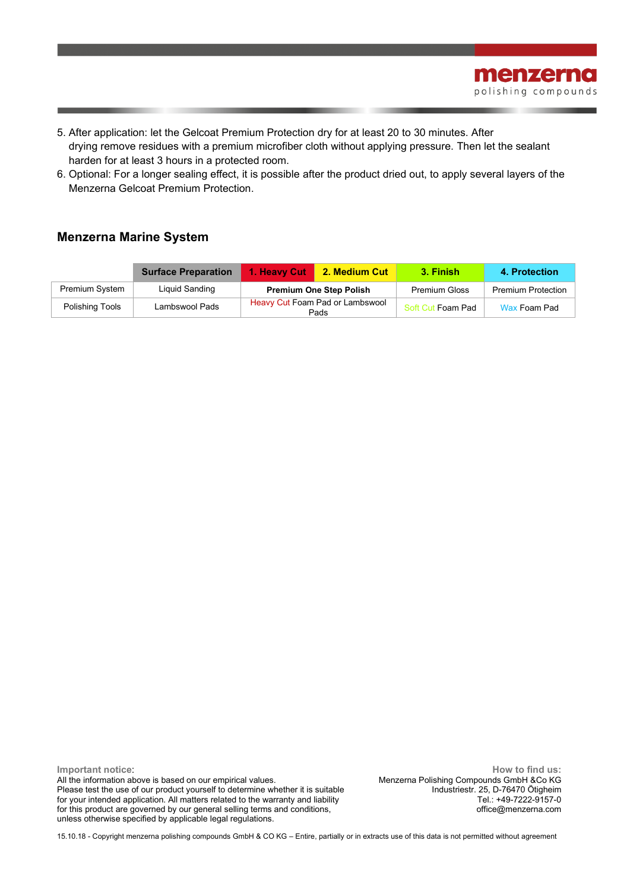5. After application: let the Gelcoat Premium Protection dry for at least 20 to 30 minutes. After drying remove residues with a premium microfiber cloth without applying pressure. Then let the sealant harden for at least 3 hours in a protected room.
6. Optional: For a longer sealing effect, it is possible after the product dried out, to apply several layers of the Menzerna Gelcoat Premium Protection.

## Menzerna Marine System

| | Surface Preparation | 1. Heavy Cut | 2. Medium Cut | 3. Finish | 4. Protection |
|---|---|---|---|---|---|
| Premium System | Liquid Sanding | **Premium One Step Polish** | | Premium Gloss | Premium Protection |
| Polishing Tools | Lambswool Pads | Heavy Cut Foam Pad or Lambswool Pads | | Soft Cut Foam Pad | Wax Foam Pad |

**Important notice:**
All the information above is based on our empirical values.
Please test the use of our product yourself to determine whether it is suitable for your intended application. All matters related to the warranty and liability for this product are governed by our general selling terms and conditions, unless otherwise specified by applicable legal regulations.

**How to find us:**
Menzerna Polishing Compounds GmbH &Co KG
Industriestr. 25, D-76470 Ötigheim
Tel.: +49-7222-9157-0
office@menzerna.com

15.10.18 - Copyright menzerna polishing compounds GmbH & CO KG – Entire, partially or in extracts use of this data is not permitted without agreement